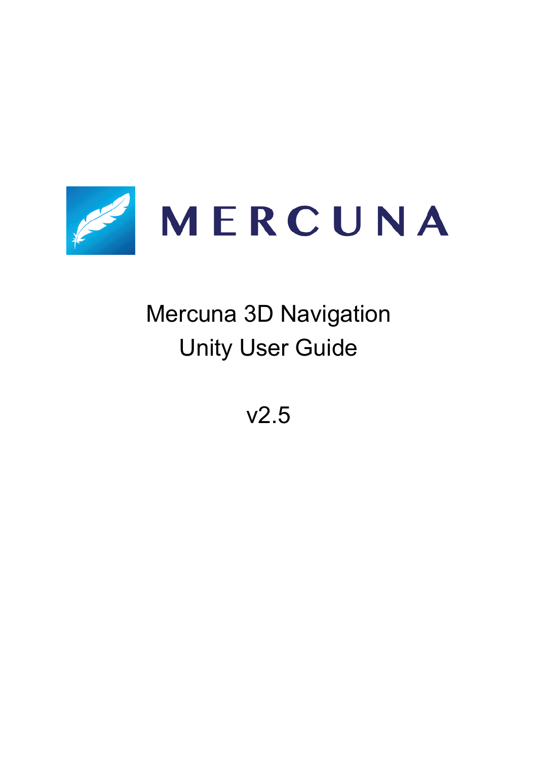MERCUNA

# Mercuna 3D Navigation
# Unity User Guide

v2.5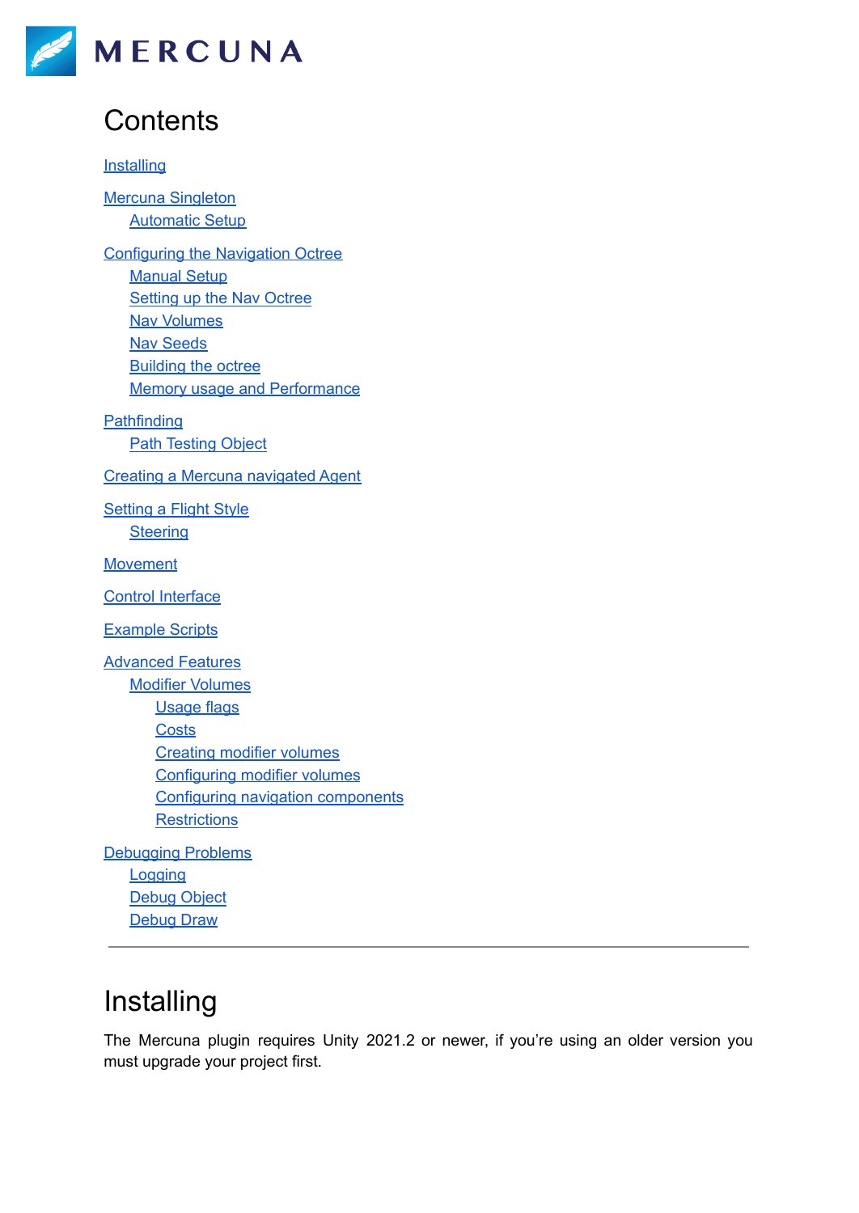MERCUNA

# Contents

[Installing](#installing)

[Mercuna Singleton](#mercuna-singleton)
- [Automatic Setup](#automatic-setup)

[Configuring the Navigation Octree](#configuring-the-navigation-octree)
- [Manual Setup](#manual-setup)
- [Setting up the Nav Octree](#setting-up-the-nav-octree)
- [Nav Volumes](#nav-volumes)
- [Nav Seeds](#nav-seeds)
- [Building the octree](#building-the-octree)
- [Memory usage and Performance](#memory-usage-and-performance)

[Pathfinding](#pathfinding)
- [Path Testing Object](#path-testing-object)

[Creating a Mercuna navigated Agent](#creating-a-mercuna-navigated-agent)

[Setting a Flight Style](#setting-a-flight-style)
- [Steering](#steering)

[Movement](#movement)

[Control Interface](#control-interface)

[Example Scripts](#example-scripts)

[Advanced Features](#advanced-features)
- [Modifier Volumes](#modifier-volumes)
  - [Usage flags](#usage-flags)
  - [Costs](#costs)
  - [Creating modifier volumes](#creating-modifier-volumes)
  - [Configuring modifier volumes](#configuring-modifier-volumes)
  - [Configuring navigation components](#configuring-navigation-components)
  - [Restrictions](#restrictions)

[Debugging Problems](#debugging-problems)
- [Logging](#logging)
- [Debug Object](#debug-object)
- [Debug Draw](#debug-draw)

---

# Installing

The Mercuna plugin requires Unity 2021.2 or newer, if you're using an older version you must upgrade your project first.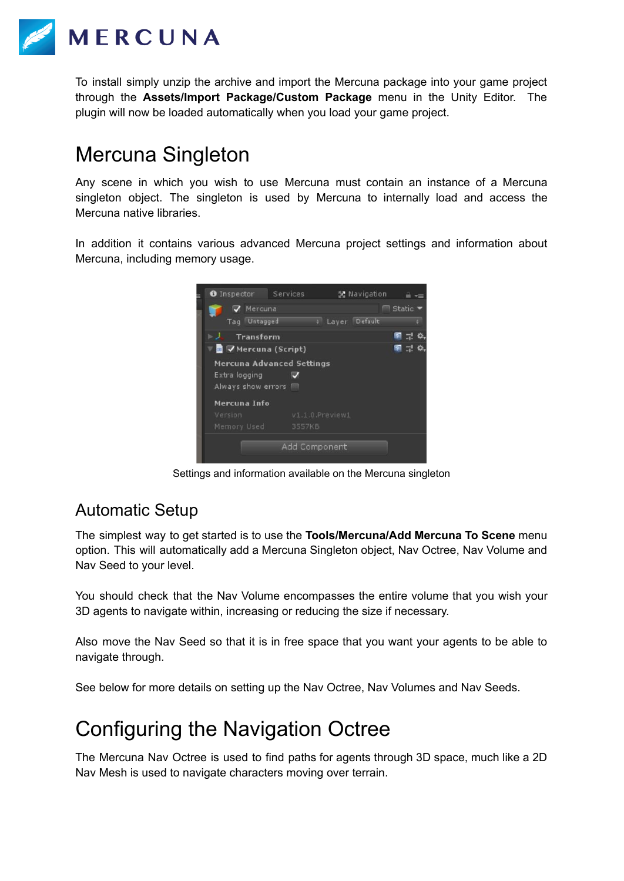To install simply unzip the archive and import the Mercuna package into your game project through the **Assets/Import Package/Custom Package** menu in the Unity Editor. The plugin will now be loaded automatically when you load your game project.

# Mercuna Singleton

Any scene in which you wish to use Mercuna must contain an instance of a Mercuna singleton object. The singleton is used by Mercuna to internally load and access the Mercuna native libraries.

In addition it contains various advanced Mercuna project settings and information about Mercuna, including memory usage.

Settings and information available on the Mercuna singleton

## Automatic Setup

The simplest way to get started is to use the **Tools/Mercuna/Add Mercuna To Scene** menu option. This will automatically add a Mercuna Singleton object, Nav Octree, Nav Volume and Nav Seed to your level.

You should check that the Nav Volume encompasses the entire volume that you wish your 3D agents to navigate within, increasing or reducing the size if necessary.

Also move the Nav Seed so that it is in free space that you want your agents to be able to navigate through.

See below for more details on setting up the Nav Octree, Nav Volumes and Nav Seeds.

# Configuring the Navigation Octree

The Mercuna Nav Octree is used to find paths for agents through 3D space, much like a 2D Nav Mesh is used to navigate characters moving over terrain.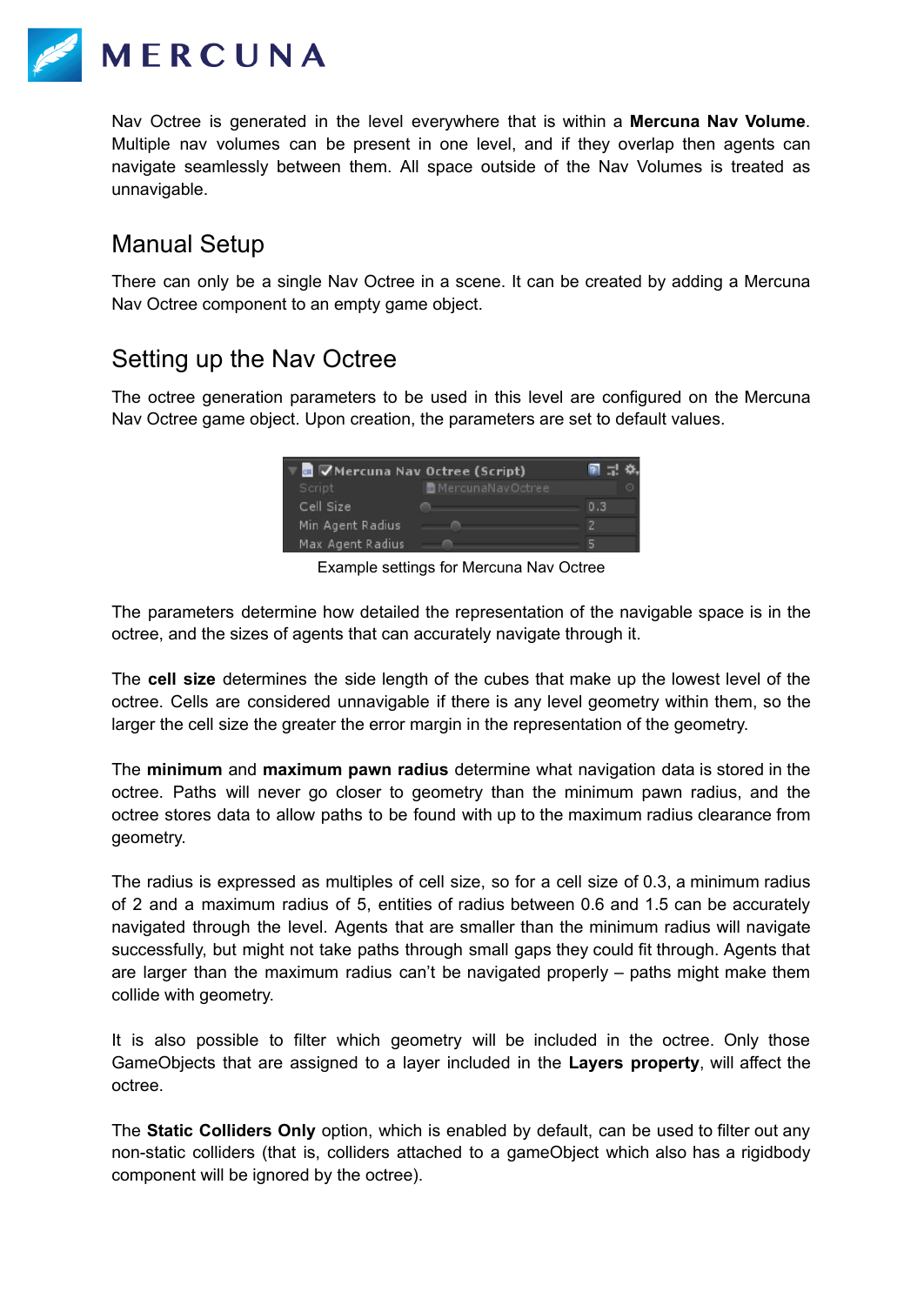Nav Octree is generated in the level everywhere that is within a **Mercuna Nav Volume**. Multiple nav volumes can be present in one level, and if they overlap then agents can navigate seamlessly between them. All space outside of the Nav Volumes is treated as unnavigable.

## Manual Setup

There can only be a single Nav Octree in a scene. It can be created by adding a Mercuna Nav Octree component to an empty game object.

## Setting up the Nav Octree

The octree generation parameters to be used in this level are configured on the Mercuna Nav Octree game object. Upon creation, the parameters are set to default values.

Example settings for Mercuna Nav Octree

The parameters determine how detailed the representation of the navigable space is in the octree, and the sizes of agents that can accurately navigate through it.

The **cell size** determines the side length of the cubes that make up the lowest level of the octree. Cells are considered unnavigable if there is any level geometry within them, so the larger the cell size the greater the error margin in the representation of the geometry.

The **minimum** and **maximum pawn radius** determine what navigation data is stored in the octree. Paths will never go closer to geometry than the minimum pawn radius, and the octree stores data to allow paths to be found with up to the maximum radius clearance from geometry.

The radius is expressed as multiples of cell size, so for a cell size of 0.3, a minimum radius of 2 and a maximum radius of 5, entities of radius between 0.6 and 1.5 can be accurately navigated through the level. Agents that are smaller than the minimum radius will navigate successfully, but might not take paths through small gaps they could fit through. Agents that are larger than the maximum radius can't be navigated properly – paths might make them collide with geometry.

It is also possible to filter which geometry will be included in the octree. Only those GameObjects that are assigned to a layer included in the **Layers property**, will affect the octree.

The **Static Colliders Only** option, which is enabled by default, can be used to filter out any non-static colliders (that is, colliders attached to a gameObject which also has a rigidbody component will be ignored by the octree).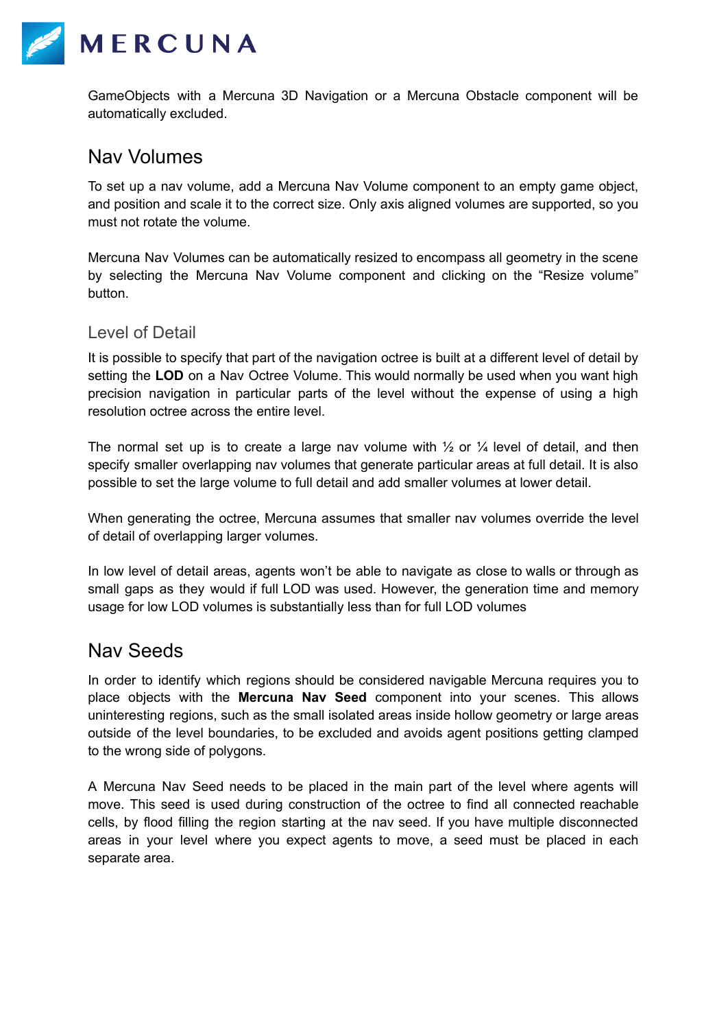GameObjects with a Mercuna 3D Navigation or a Mercuna Obstacle component will be automatically excluded.

## Nav Volumes

To set up a nav volume, add a Mercuna Nav Volume component to an empty game object, and position and scale it to the correct size. Only axis aligned volumes are supported, so you must not rotate the volume.

Mercuna Nav Volumes can be automatically resized to encompass all geometry in the scene by selecting the Mercuna Nav Volume component and clicking on the “Resize volume” button.

### Level of Detail

It is possible to specify that part of the navigation octree is built at a different level of detail by setting the **LOD** on a Nav Octree Volume. This would normally be used when you want high precision navigation in particular parts of the level without the expense of using a high resolution octree across the entire level.

The normal set up is to create a large nav volume with ½ or ¼ level of detail, and then specify smaller overlapping nav volumes that generate particular areas at full detail. It is also possible to set the large volume to full detail and add smaller volumes at lower detail.

When generating the octree, Mercuna assumes that smaller nav volumes override the level of detail of overlapping larger volumes.

In low level of detail areas, agents won’t be able to navigate as close to walls or through as small gaps as they would if full LOD was used. However, the generation time and memory usage for low LOD volumes is substantially less than for full LOD volumes

## Nav Seeds

In order to identify which regions should be considered navigable Mercuna requires you to place objects with the **Mercuna Nav Seed** component into your scenes. This allows uninteresting regions, such as the small isolated areas inside hollow geometry or large areas outside of the level boundaries, to be excluded and avoids agent positions getting clamped to the wrong side of polygons.

A Mercuna Nav Seed needs to be placed in the main part of the level where agents will move. This seed is used during construction of the octree to find all connected reachable cells, by flood filling the region starting at the nav seed. If you have multiple disconnected areas in your level where you expect agents to move, a seed must be placed in each separate area.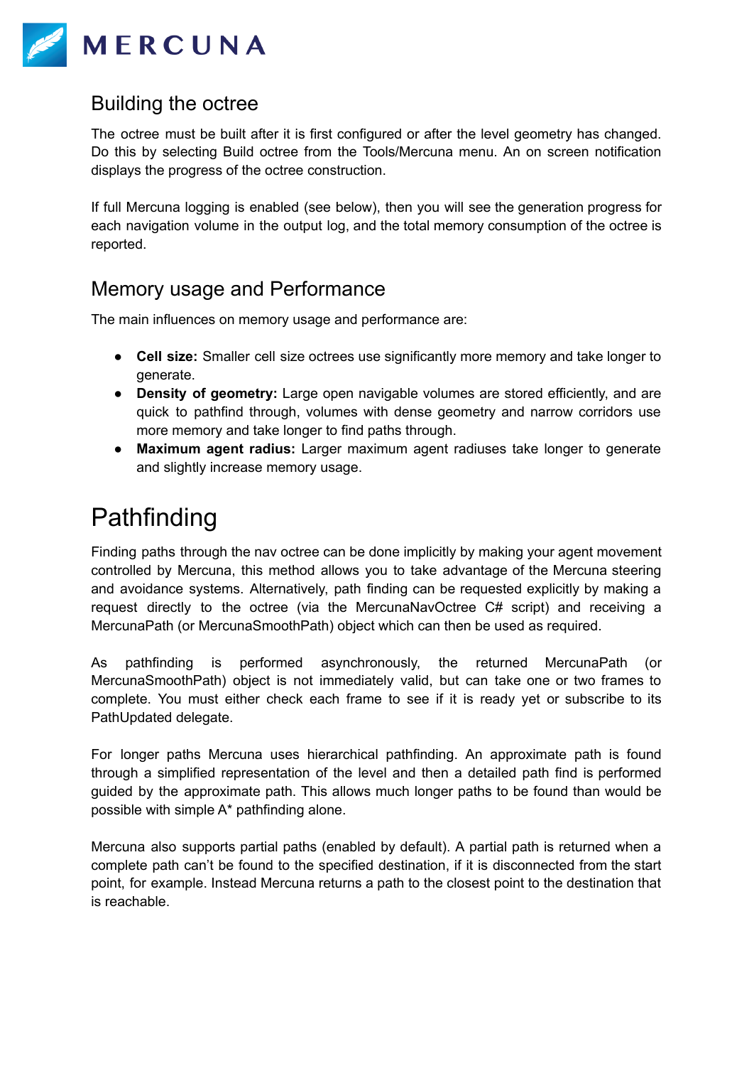## Building the octree

The octree must be built after it is first configured or after the level geometry has changed. Do this by selecting Build octree from the Tools/Mercuna menu. An on screen notification displays the progress of the octree construction.

If full Mercuna logging is enabled (see below), then you will see the generation progress for each navigation volume in the output log, and the total memory consumption of the octree is reported.

## Memory usage and Performance

The main influences on memory usage and performance are:

- **Cell size:** Smaller cell size octrees use significantly more memory and take longer to generate.
- **Density of geometry:** Large open navigable volumes are stored efficiently, and are quick to pathfind through, volumes with dense geometry and narrow corridors use more memory and take longer to find paths through.
- **Maximum agent radius:** Larger maximum agent radiuses take longer to generate and slightly increase memory usage.

# Pathfinding

Finding paths through the nav octree can be done implicitly by making your agent movement controlled by Mercuna, this method allows you to take advantage of the Mercuna steering and avoidance systems. Alternatively, path finding can be requested explicitly by making a request directly to the octree (via the MercunaNavOctree C# script) and receiving a MercunaPath (or MercunaSmoothPath) object which can then be used as required.

As pathfinding is performed asynchronously, the returned MercunaPath (or MercunaSmoothPath) object is not immediately valid, but can take one or two frames to complete. You must either check each frame to see if it is ready yet or subscribe to its PathUpdated delegate.

For longer paths Mercuna uses hierarchical pathfinding. An approximate path is found through a simplified representation of the level and then a detailed path find is performed guided by the approximate path. This allows much longer paths to be found than would be possible with simple A* pathfinding alone.

Mercuna also supports partial paths (enabled by default). A partial path is returned when a complete path can't be found to the specified destination, if it is disconnected from the start point, for example. Instead Mercuna returns a path to the closest point to the destination that is reachable.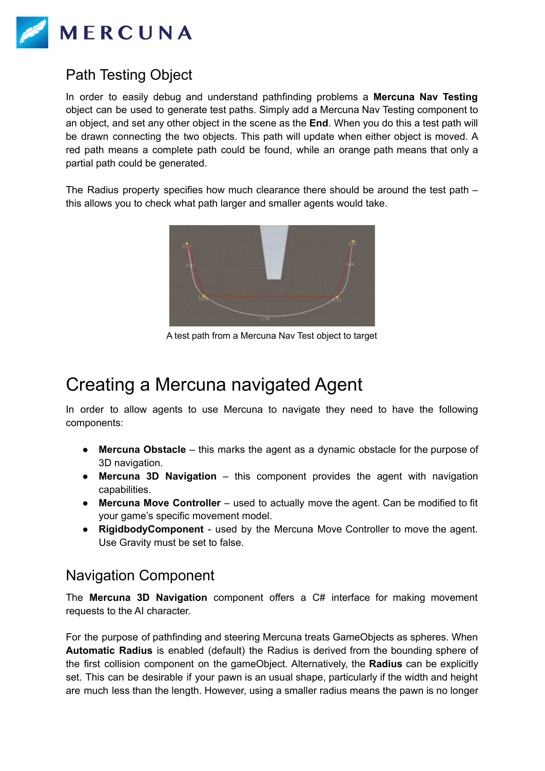## Path Testing Object

In order to easily debug and understand pathfinding problems a **Mercuna Nav Testing** object can be used to generate test paths. Simply add a Mercuna Nav Testing component to an object, and set any other object in the scene as the **End**. When you do this a test path will be drawn connecting the two objects. This path will update when either object is moved. A red path means a complete path could be found, while an orange path means that only a partial path could be generated.

The Radius property specifies how much clearance there should be around the test path – this allows you to check what path larger and smaller agents would take.

A test path from a Mercuna Nav Test object to target

# Creating a Mercuna navigated Agent

In order to allow agents to use Mercuna to navigate they need to have the following components:

- **Mercuna Obstacle** – this marks the agent as a dynamic obstacle for the purpose of 3D navigation.
- **Mercuna 3D Navigation** – this component provides the agent with navigation capabilities.
- **Mercuna Move Controller** – used to actually move the agent. Can be modified to fit your game's specific movement model.
- **RigidbodyComponent** - used by the Mercuna Move Controller to move the agent. Use Gravity must be set to false.

## Navigation Component

The **Mercuna 3D Navigation** component offers a C# interface for making movement requests to the AI character.

For the purpose of pathfinding and steering Mercuna treats GameObjects as spheres. When **Automatic Radius** is enabled (default) the Radius is derived from the bounding sphere of the first collision component on the gameObject. Alternatively, the **Radius** can be explicitly set. This can be desirable if your pawn is an usual shape, particularly if the width and height are much less than the length. However, using a smaller radius means the pawn is no longer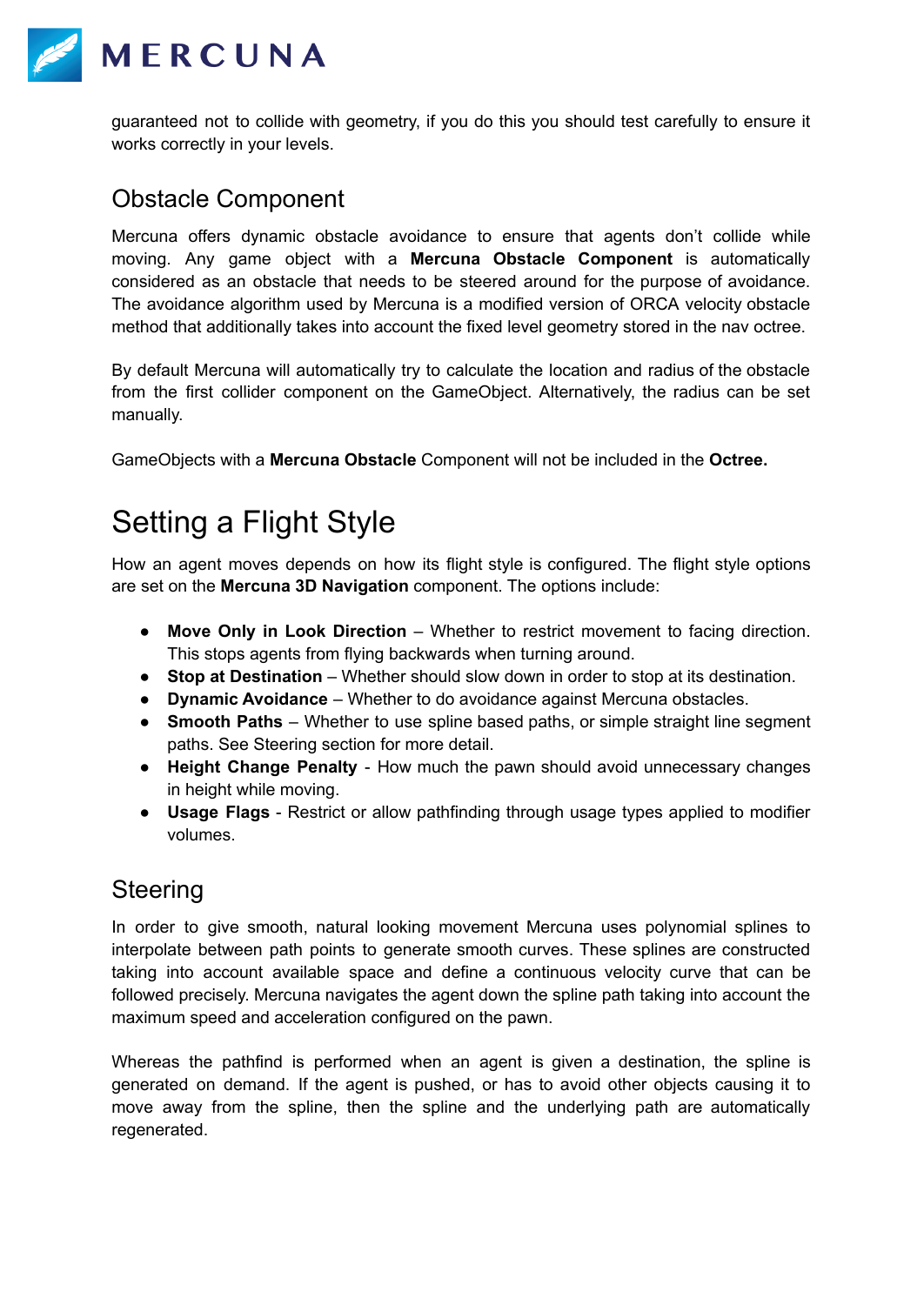guaranteed not to collide with geometry, if you do this you should test carefully to ensure it works correctly in your levels.

## Obstacle Component

Mercuna offers dynamic obstacle avoidance to ensure that agents don't collide while moving. Any game object with a **Mercuna Obstacle Component** is automatically considered as an obstacle that needs to be steered around for the purpose of avoidance. The avoidance algorithm used by Mercuna is a modified version of ORCA velocity obstacle method that additionally takes into account the fixed level geometry stored in the nav octree.

By default Mercuna will automatically try to calculate the location and radius of the obstacle from the first collider component on the GameObject. Alternatively, the radius can be set manually.

GameObjects with a **Mercuna Obstacle** Component will not be included in the **Octree.**

# Setting a Flight Style

How an agent moves depends on how its flight style is configured. The flight style options are set on the **Mercuna 3D Navigation** component. The options include:

- **Move Only in Look Direction** – Whether to restrict movement to facing direction. This stops agents from flying backwards when turning around.
- **Stop at Destination** – Whether should slow down in order to stop at its destination.
- **Dynamic Avoidance** – Whether to do avoidance against Mercuna obstacles.
- **Smooth Paths** – Whether to use spline based paths, or simple straight line segment paths. See Steering section for more detail.
- **Height Change Penalty** - How much the pawn should avoid unnecessary changes in height while moving.
- **Usage Flags** - Restrict or allow pathfinding through usage types applied to modifier volumes.

## Steering

In order to give smooth, natural looking movement Mercuna uses polynomial splines to interpolate between path points to generate smooth curves. These splines are constructed taking into account available space and define a continuous velocity curve that can be followed precisely. Mercuna navigates the agent down the spline path taking into account the maximum speed and acceleration configured on the pawn.

Whereas the pathfind is performed when an agent is given a destination, the spline is generated on demand. If the agent is pushed, or has to avoid other objects causing it to move away from the spline, then the spline and the underlying path are automatically regenerated.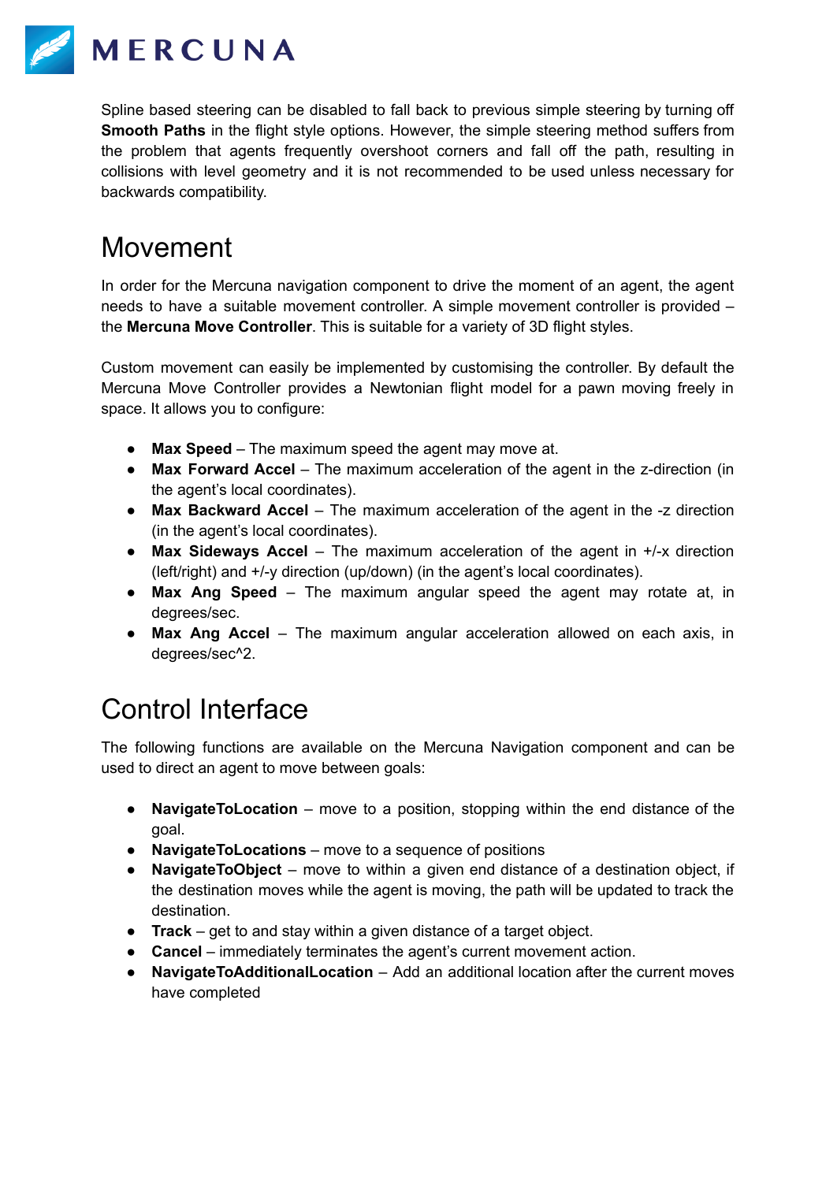Spline based steering can be disabled to fall back to previous simple steering by turning off **Smooth Paths** in the flight style options. However, the simple steering method suffers from the problem that agents frequently overshoot corners and fall off the path, resulting in collisions with level geometry and it is not recommended to be used unless necessary for backwards compatibility.

# Movement

In order for the Mercuna navigation component to drive the moment of an agent, the agent needs to have a suitable movement controller. A simple movement controller is provided – the **Mercuna Move Controller**. This is suitable for a variety of 3D flight styles.

Custom movement can easily be implemented by customising the controller. By default the Mercuna Move Controller provides a Newtonian flight model for a pawn moving freely in space. It allows you to configure:

- **Max Speed** – The maximum speed the agent may move at.
- **Max Forward Accel** – The maximum acceleration of the agent in the z-direction (in the agent's local coordinates).
- **Max Backward Accel** – The maximum acceleration of the agent in the -z direction (in the agent's local coordinates).
- **Max Sideways Accel** – The maximum acceleration of the agent in +/-x direction (left/right) and +/-y direction (up/down) (in the agent's local coordinates).
- **Max Ang Speed** – The maximum angular speed the agent may rotate at, in degrees/sec.
- **Max Ang Accel** – The maximum angular acceleration allowed on each axis, in degrees/sec^2.

# Control Interface

The following functions are available on the Mercuna Navigation component and can be used to direct an agent to move between goals:

- **NavigateToLocation** – move to a position, stopping within the end distance of the goal.
- **NavigateToLocations** – move to a sequence of positions
- **NavigateToObject** – move to within a given end distance of a destination object, if the destination moves while the agent is moving, the path will be updated to track the destination.
- **Track** – get to and stay within a given distance of a target object.
- **Cancel** – immediately terminates the agent's current movement action.
- **NavigateToAdditionalLocation** – Add an additional location after the current moves have completed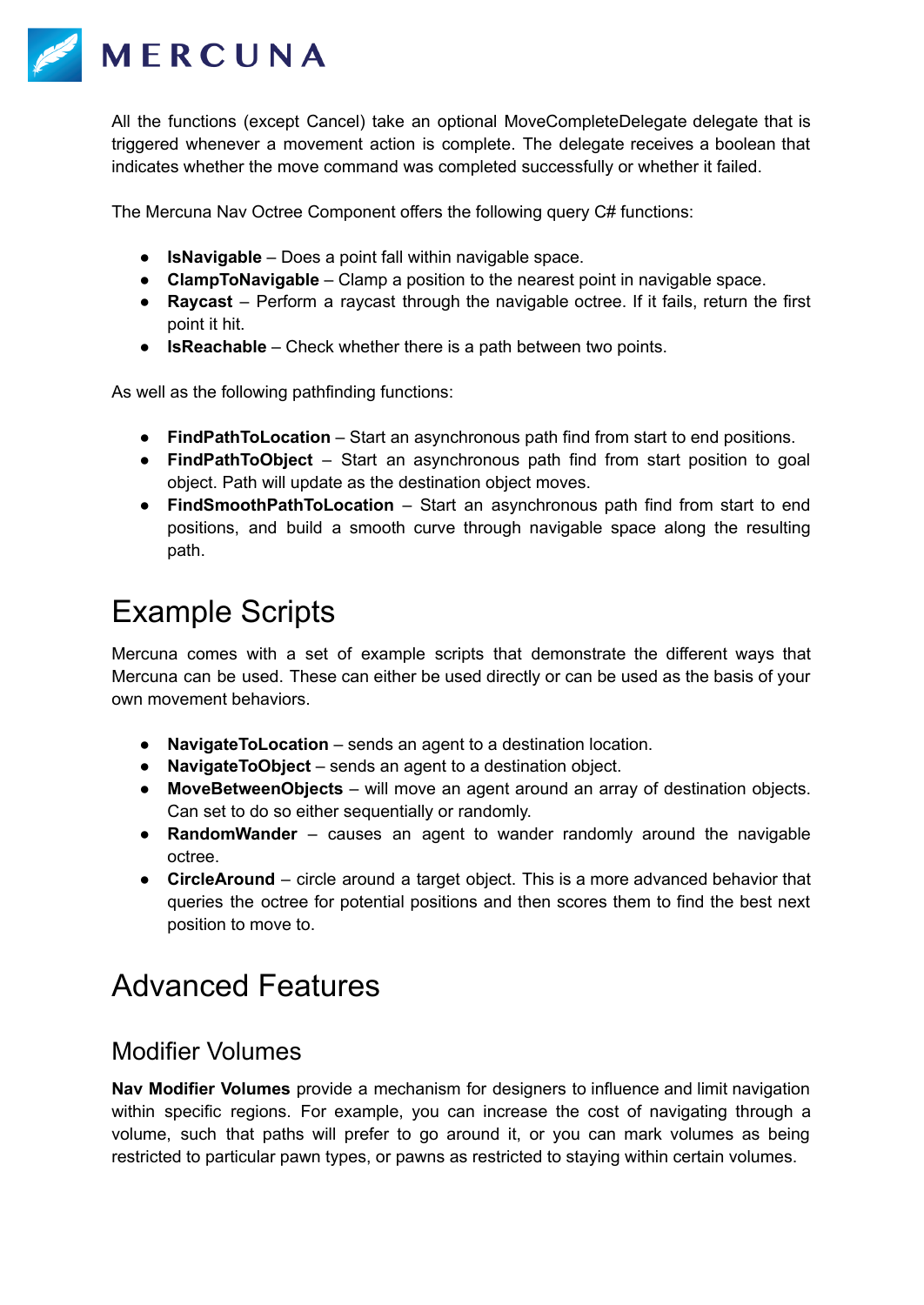All the functions (except Cancel) take an optional MoveCompleteDelegate delegate that is triggered whenever a movement action is complete. The delegate receives a boolean that indicates whether the move command was completed successfully or whether it failed.

The Mercuna Nav Octree Component offers the following query C# functions:

- **IsNavigable** – Does a point fall within navigable space.
- **ClampToNavigable** – Clamp a position to the nearest point in navigable space.
- **Raycast** – Perform a raycast through the navigable octree. If it fails, return the first point it hit.
- **IsReachable** – Check whether there is a path between two points.

As well as the following pathfinding functions:

- **FindPathToLocation** – Start an asynchronous path find from start to end positions.
- **FindPathToObject** – Start an asynchronous path find from start position to goal object. Path will update as the destination object moves.
- **FindSmoothPathToLocation** – Start an asynchronous path find from start to end positions, and build a smooth curve through navigable space along the resulting path.

# Example Scripts

Mercuna comes with a set of example scripts that demonstrate the different ways that Mercuna can be used. These can either be used directly or can be used as the basis of your own movement behaviors.

- **NavigateToLocation** – sends an agent to a destination location.
- **NavigateToObject** – sends an agent to a destination object.
- **MoveBetweenObjects** – will move an agent around an array of destination objects. Can set to do so either sequentially or randomly.
- **RandomWander** – causes an agent to wander randomly around the navigable octree.
- **CircleAround** – circle around a target object. This is a more advanced behavior that queries the octree for potential positions and then scores them to find the best next position to move to.

# Advanced Features

## Modifier Volumes

**Nav Modifier Volumes** provide a mechanism for designers to influence and limit navigation within specific regions. For example, you can increase the cost of navigating through a volume, such that paths will prefer to go around it, or you can mark volumes as being restricted to particular pawn types, or pawns as restricted to staying within certain volumes.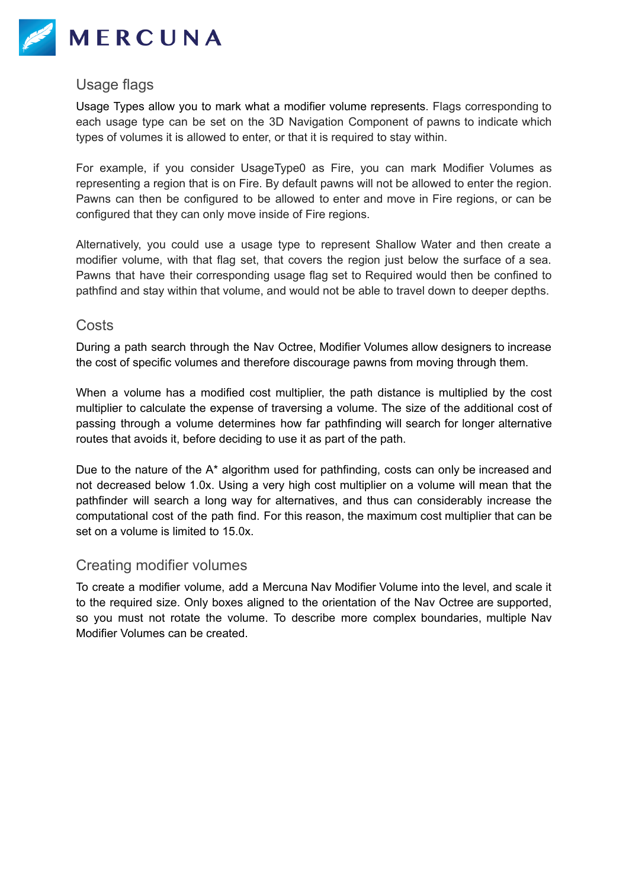## Usage flags

Usage Types allow you to mark what a modifier volume represents. Flags corresponding to each usage type can be set on the 3D Navigation Component of pawns to indicate which types of volumes it is allowed to enter, or that it is required to stay within.

For example, if you consider UsageType0 as Fire, you can mark Modifier Volumes as representing a region that is on Fire. By default pawns will not be allowed to enter the region. Pawns can then be configured to be allowed to enter and move in Fire regions, or can be configured that they can only move inside of Fire regions.

Alternatively, you could use a usage type to represent Shallow Water and then create a modifier volume, with that flag set, that covers the region just below the surface of a sea. Pawns that have their corresponding usage flag set to Required would then be confined to pathfind and stay within that volume, and would not be able to travel down to deeper depths.

## Costs

During a path search through the Nav Octree, Modifier Volumes allow designers to increase the cost of specific volumes and therefore discourage pawns from moving through them.

When a volume has a modified cost multiplier, the path distance is multiplied by the cost multiplier to calculate the expense of traversing a volume. The size of the additional cost of passing through a volume determines how far pathfinding will search for longer alternative routes that avoids it, before deciding to use it as part of the path.

Due to the nature of the A* algorithm used for pathfinding, costs can only be increased and not decreased below 1.0x. Using a very high cost multiplier on a volume will mean that the pathfinder will search a long way for alternatives, and thus can considerably increase the computational cost of the path find. For this reason, the maximum cost multiplier that can be set on a volume is limited to 15.0x.

## Creating modifier volumes

To create a modifier volume, add a Mercuna Nav Modifier Volume into the level, and scale it to the required size. Only boxes aligned to the orientation of the Nav Octree are supported, so you must not rotate the volume. To describe more complex boundaries, multiple Nav Modifier Volumes can be created.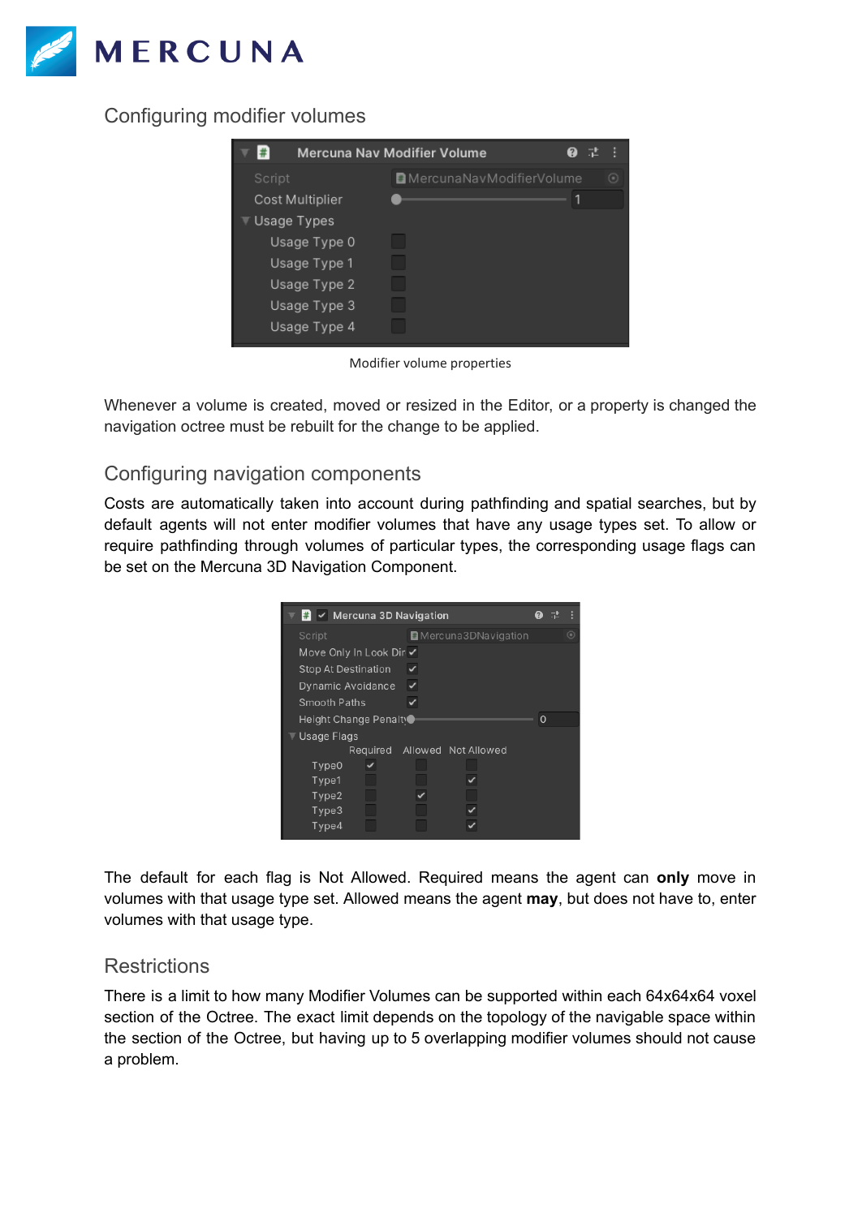## Configuring modifier volumes

Modifier volume properties

Whenever a volume is created, moved or resized in the Editor, or a property is changed the navigation octree must be rebuilt for the change to be applied.

## Configuring navigation components

Costs are automatically taken into account during pathfinding and spatial searches, but by default agents will not enter modifier volumes that have any usage types set. To allow or require pathfinding through volumes of particular types, the corresponding usage flags can be set on the Mercuna 3D Navigation Component.

The default for each flag is Not Allowed. Required means the agent can **only** move in volumes with that usage type set. Allowed means the agent **may**, but does not have to, enter volumes with that usage type.

## Restrictions

There is a limit to how many Modifier Volumes can be supported within each 64x64x64 voxel section of the Octree. The exact limit depends on the topology of the navigable space within the section of the Octree, but having up to 5 overlapping modifier volumes should not cause a problem.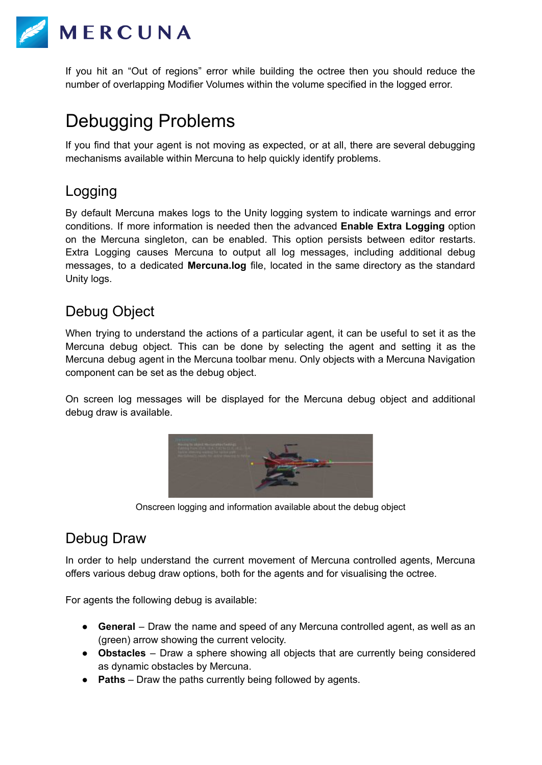If you hit an "Out of regions" error while building the octree then you should reduce the number of overlapping Modifier Volumes within the volume specified in the logged error.

# Debugging Problems

If you find that your agent is not moving as expected, or at all, there are several debugging mechanisms available within Mercuna to help quickly identify problems.

## Logging

By default Mercuna makes logs to the Unity logging system to indicate warnings and error conditions. If more information is needed then the advanced **Enable Extra Logging** option on the Mercuna singleton, can be enabled. This option persists between editor restarts. Extra Logging causes Mercuna to output all log messages, including additional debug messages, to a dedicated **Mercuna.log** file, located in the same directory as the standard Unity logs.

## Debug Object

When trying to understand the actions of a particular agent, it can be useful to set it as the Mercuna debug object. This can be done by selecting the agent and setting it as the Mercuna debug agent in the Mercuna toolbar menu. Only objects with a Mercuna Navigation component can be set as the debug object.

On screen log messages will be displayed for the Mercuna debug object and additional debug draw is available.

Onscreen logging and information available about the debug object

## Debug Draw

In order to help understand the current movement of Mercuna controlled agents, Mercuna offers various debug draw options, both for the agents and for visualising the octree.

For agents the following debug is available:

- **General** – Draw the name and speed of any Mercuna controlled agent, as well as an (green) arrow showing the current velocity.
- **Obstacles** – Draw a sphere showing all objects that are currently being considered as dynamic obstacles by Mercuna.
- **Paths** – Draw the paths currently being followed by agents.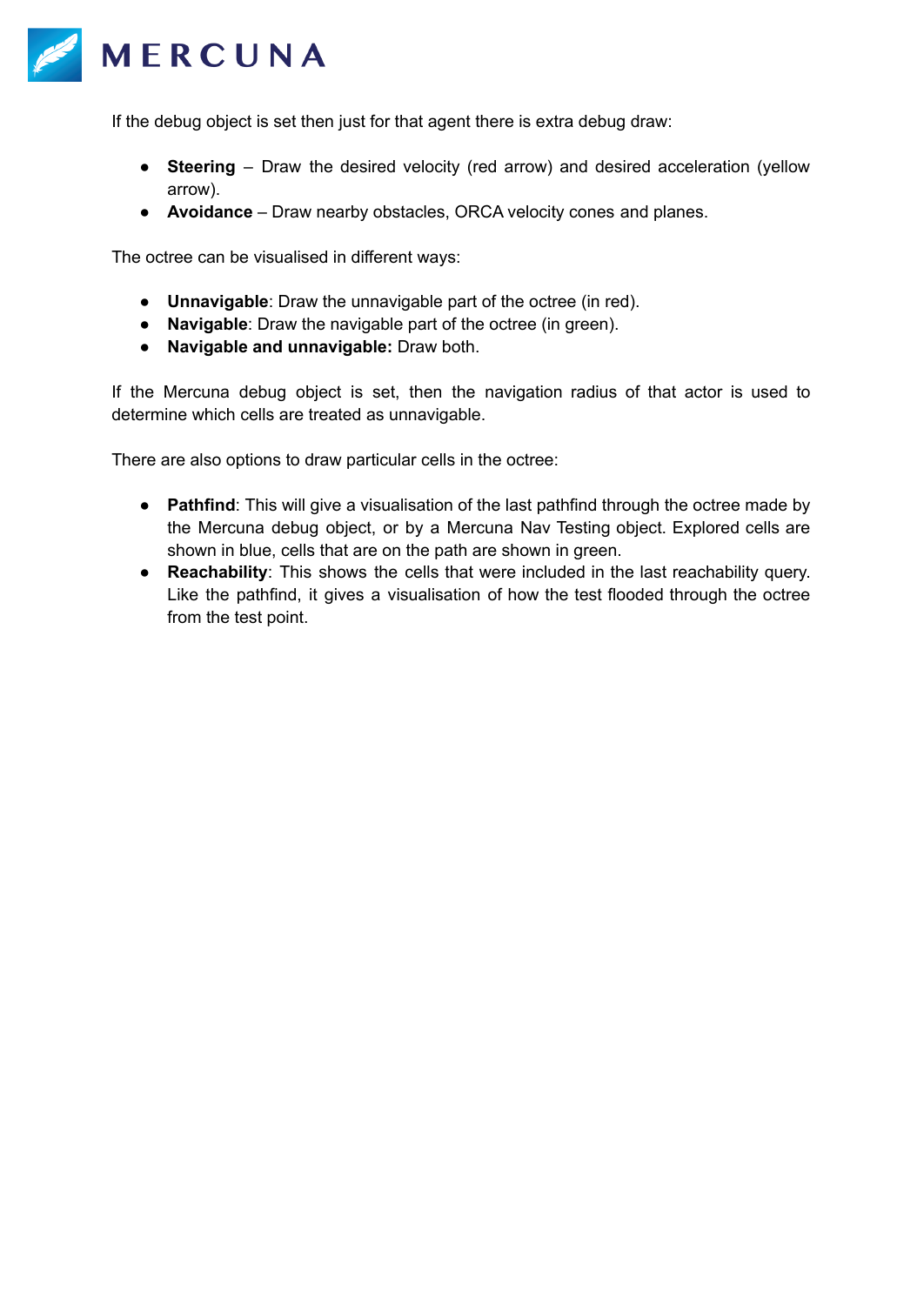If the debug object is set then just for that agent there is extra debug draw:

- **Steering** – Draw the desired velocity (red arrow) and desired acceleration (yellow arrow).
- **Avoidance** – Draw nearby obstacles, ORCA velocity cones and planes.

The octree can be visualised in different ways:

- **Unnavigable**: Draw the unnavigable part of the octree (in red).
- **Navigable**: Draw the navigable part of the octree (in green).
- **Navigable and unnavigable:** Draw both.

If the Mercuna debug object is set, then the navigation radius of that actor is used to determine which cells are treated as unnavigable.

There are also options to draw particular cells in the octree:

- **Pathfind**: This will give a visualisation of the last pathfind through the octree made by the Mercuna debug object, or by a Mercuna Nav Testing object. Explored cells are shown in blue, cells that are on the path are shown in green.
- **Reachability**: This shows the cells that were included in the last reachability query. Like the pathfind, it gives a visualisation of how the test flooded through the octree from the test point.